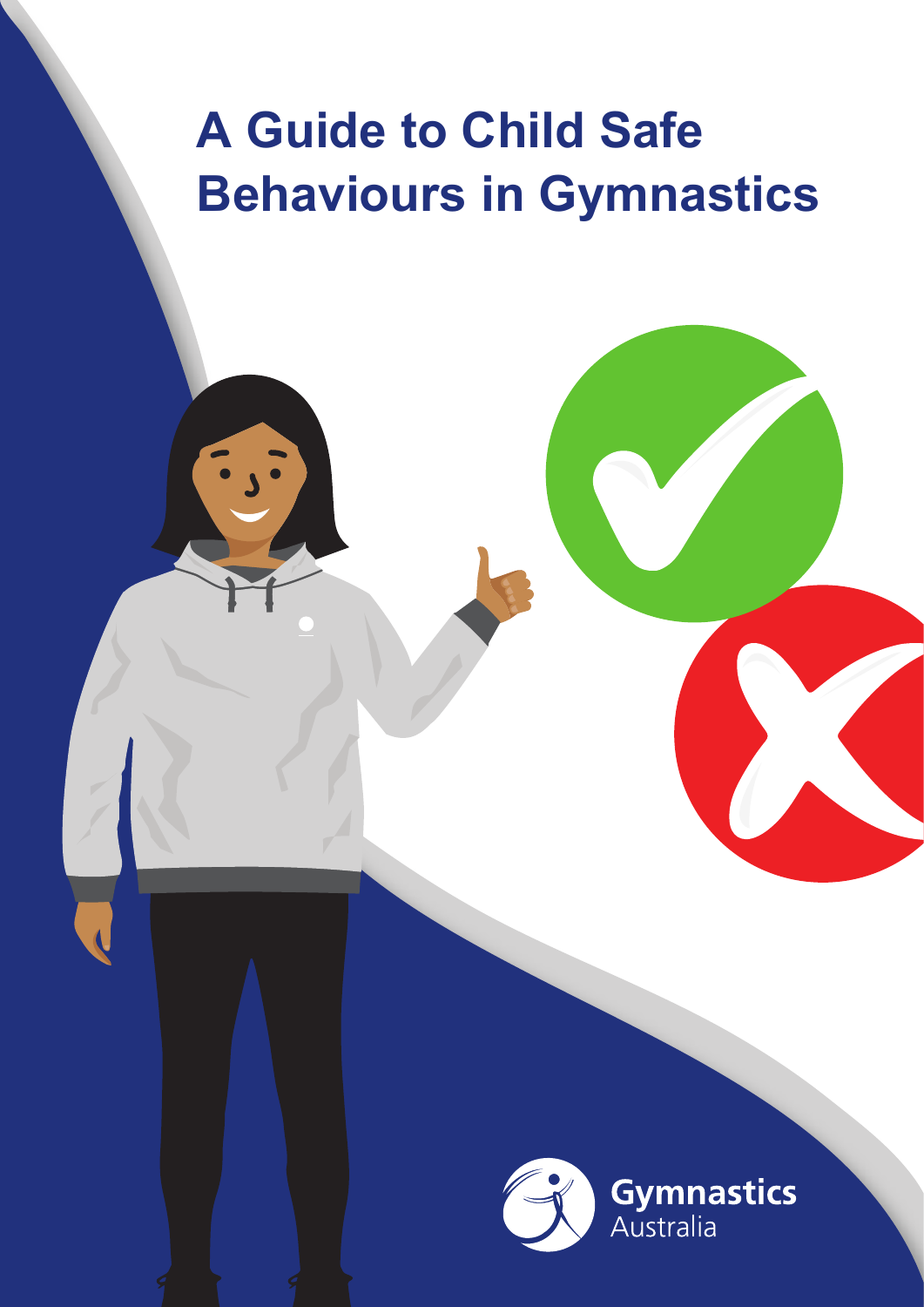# A Guide to Child Safe Behaviours in Gymnastics

Gymnastics Australia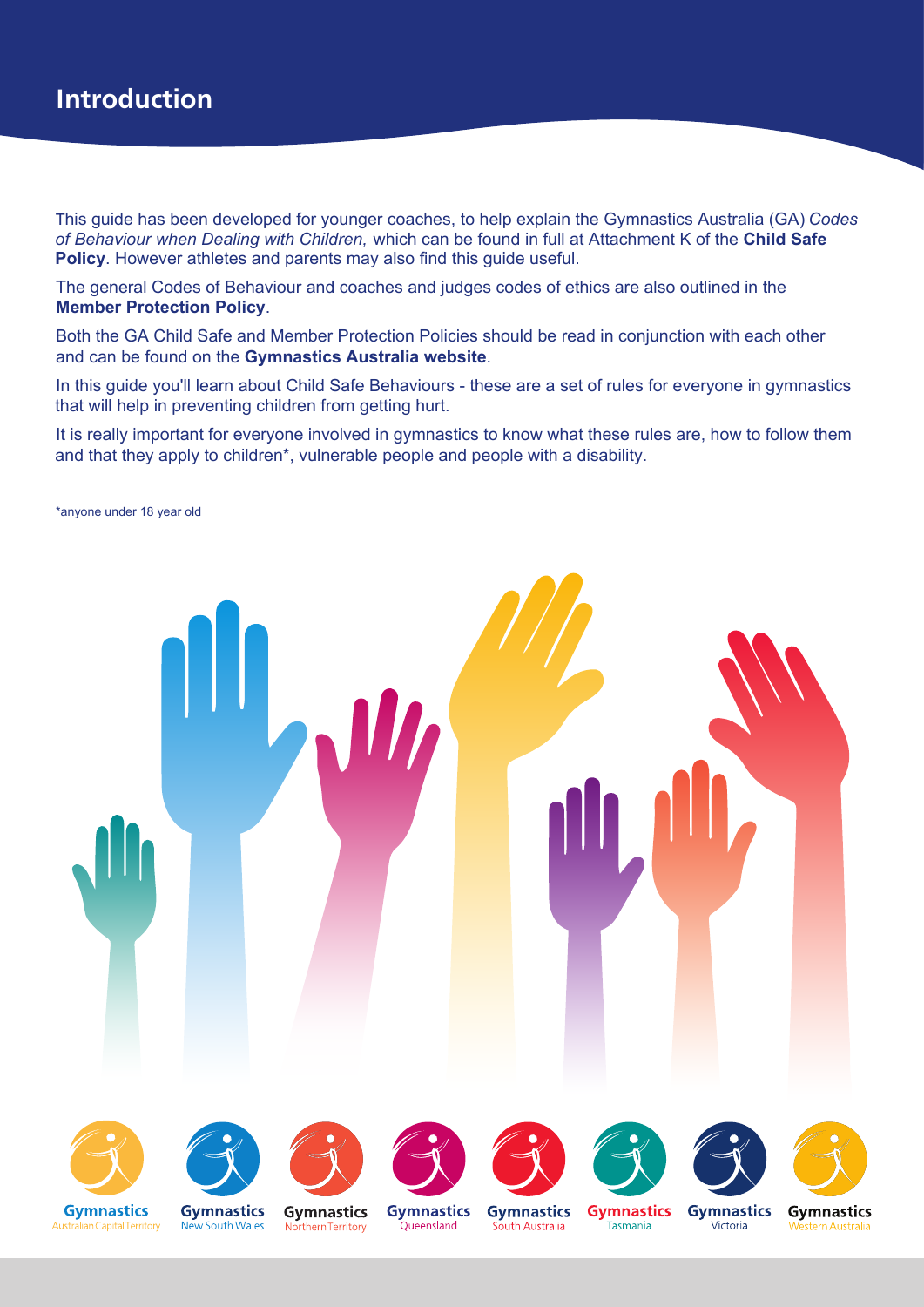# Introduction

This guide has been developed for younger coaches, to help explain the Gymnastics Australia (GA) *Codes of Behaviour when Dealing with Children,* which can be found in full at Attachment K of the **Child Safe Policy**. However athletes and parents may also find this guide useful.

The general Codes of Behaviour and coaches and judges codes of ethics are also outlined in the **Member Protection Policy**.

Both the GA Child Safe and Member Protection Policies should be read in conjunction with each other and can be found on the **Gymnastics Australia website**.

In this guide you'll learn about Child Safe Behaviours - these are a set of rules for everyone in gymnastics that will help in preventing children from getting hurt.

It is really important for everyone involved in gymnastics to know what these rules are, how to follow them and that they apply to children*, vulnerable people and people with a disability.

*anyone under 18 year old

Gymnastics Australian Capital Territory

Gymnastics New South Wales

Gymnastics Northern Territory

Gymnastics Queensland

Gymnastics South Australia

Gymnastics Tasmania

Gymnastics Victoria

Gymnastics Western Australia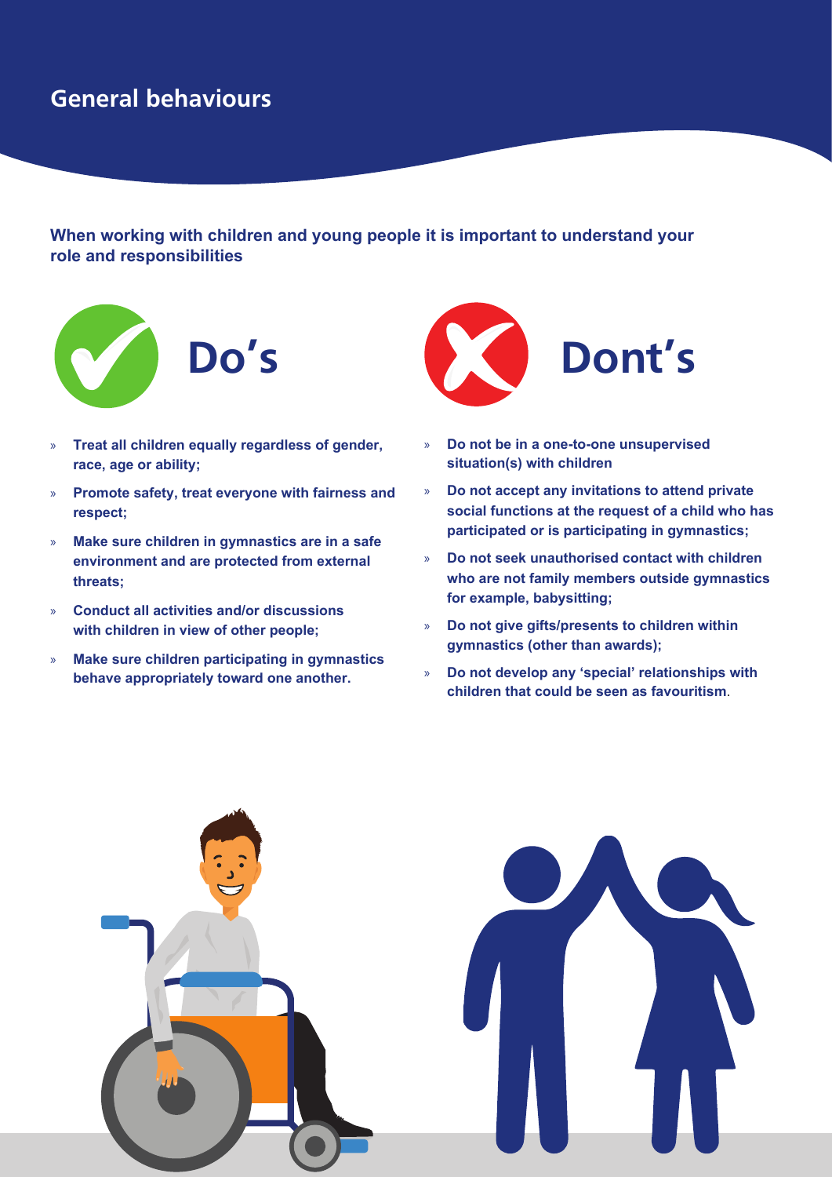## General behaviours

**When working with children and young people it is important to understand your role and responsibilities**

### Do's

- **Treat all children equally regardless of gender, race, age or ability;**
- **Promote safety, treat everyone with fairness and respect;**
- **Make sure children in gymnastics are in a safe environment and are protected from external threats;**
- **Conduct all activities and/or discussions with children in view of other people;**
- **Make sure children participating in gymnastics behave appropriately toward one another.**

### Dont's

- **Do not be in a one-to-one unsupervised situation(s) with children**
- **Do not accept any invitations to attend private social functions at the request of a child who has participated or is participating in gymnastics;**
- **Do not seek unauthorised contact with children who are not family members outside gymnastics for example, babysitting;**
- **Do not give gifts/presents to children within gymnastics (other than awards);**
- **Do not develop any 'special' relationships with children that could be seen as favouritism**.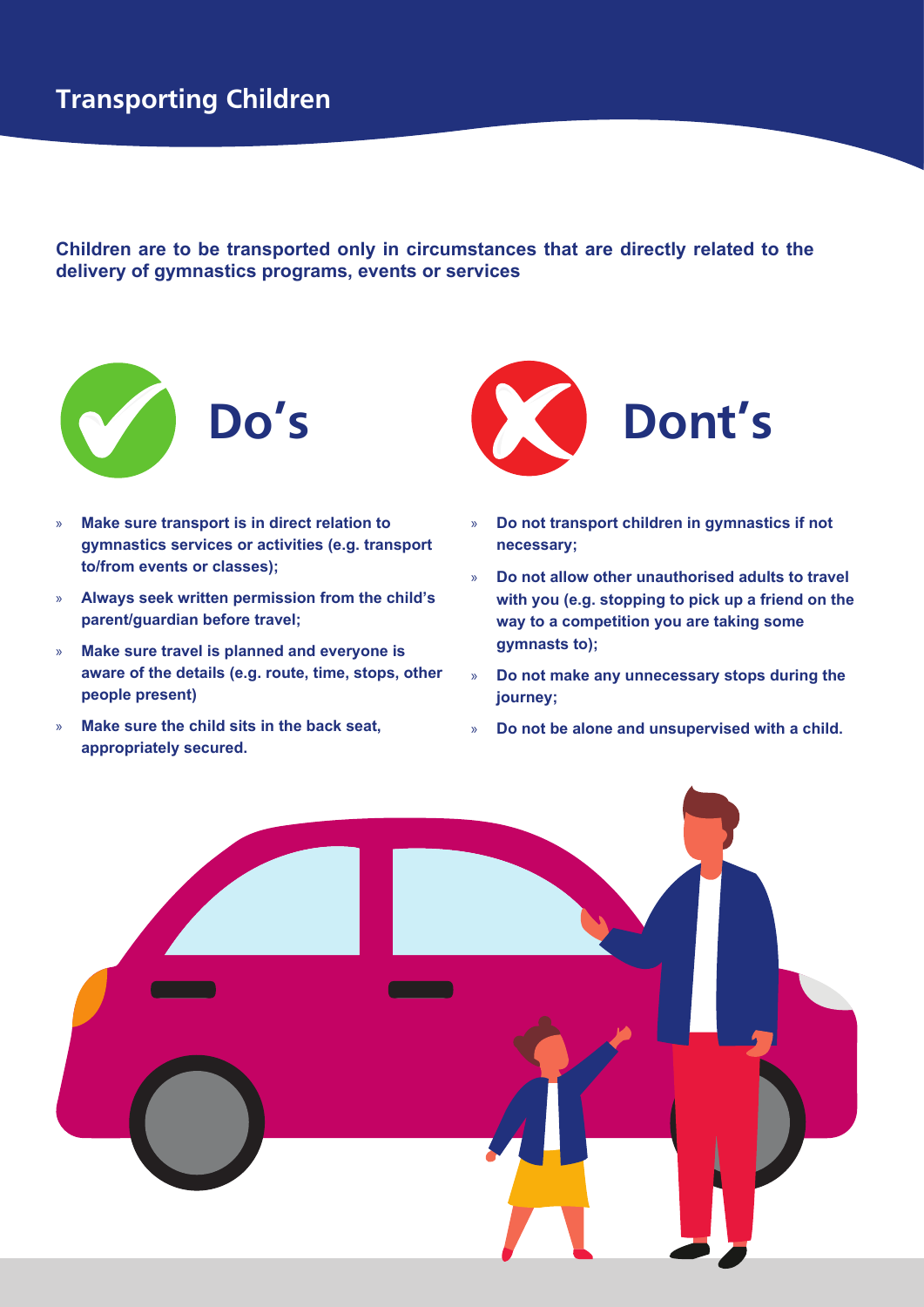# Transporting Children

**Children are to be transported only in circumstances that are directly related to the delivery of gymnastics programs, events or services**

## Do's

- **Make sure transport is in direct relation to gymnastics services or activities (e.g. transport to/from events or classes);**
- **Always seek written permission from the child's parent/guardian before travel;**
- **Make sure travel is planned and everyone is aware of the details (e.g. route, time, stops, other people present)**
- **Make sure the child sits in the back seat, appropriately secured.**

## Dont's

- **Do not transport children in gymnastics if not necessary;**
- **Do not allow other unauthorised adults to travel with you (e.g. stopping to pick up a friend on the way to a competition you are taking some gymnasts to);**
- **Do not make any unnecessary stops during the journey;**
- **Do not be alone and unsupervised with a child.**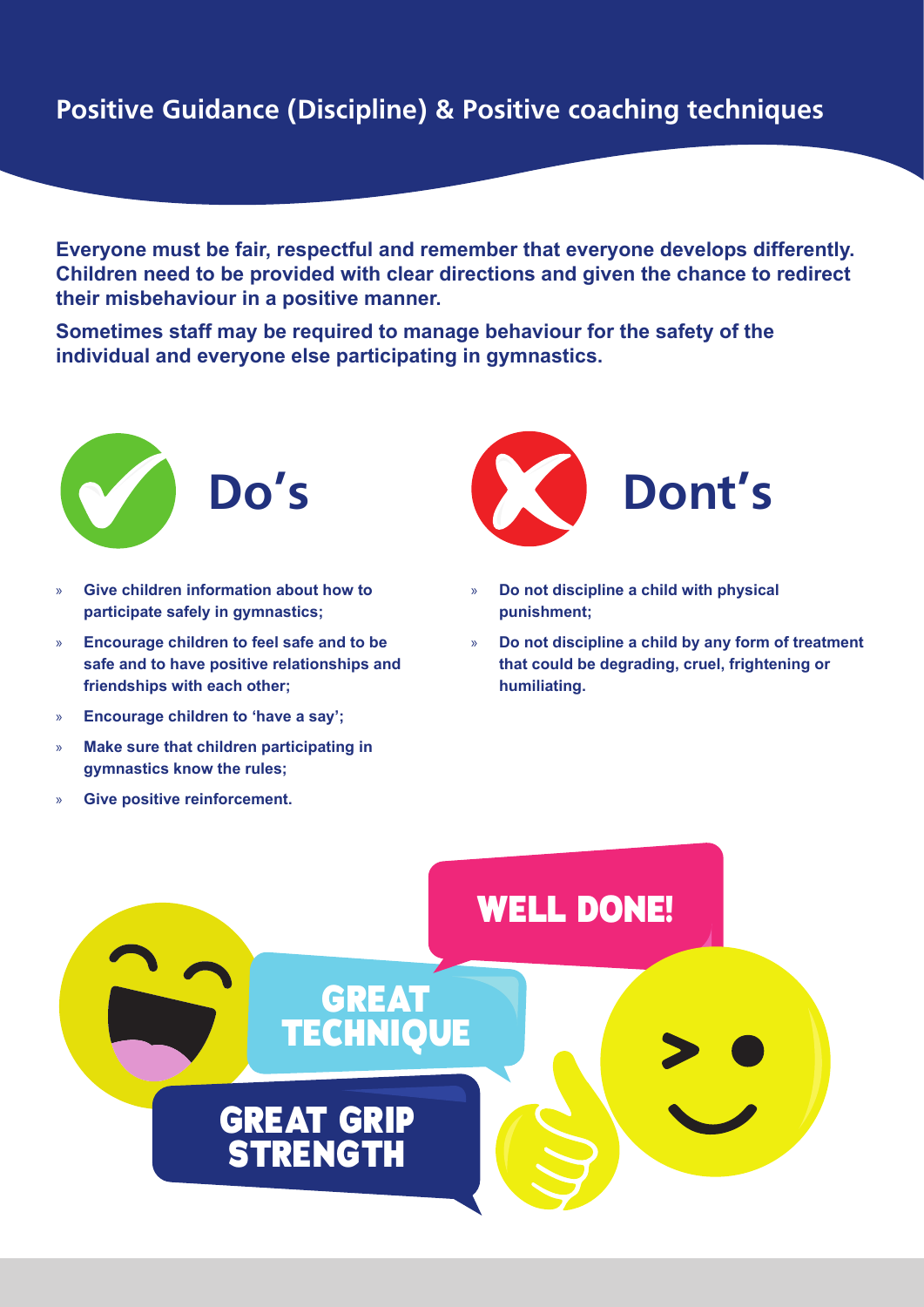## Positive Guidance (Discipline) & Positive coaching techniques

**Everyone must be fair, respectful and remember that everyone develops differently. Children need to be provided with clear directions and given the chance to redirect their misbehaviour in a positive manner.**

**Sometimes staff may be required to manage behaviour for the safety of the individual and everyone else participating in gymnastics.**

### Do's

- **Give children information about how to participate safely in gymnastics;**
- **Encourage children to feel safe and to be safe and to have positive relationships and friendships with each other;**
- **Encourage children to 'have a say';**
- **Make sure that children participating in gymnastics know the rules;**
- **Give positive reinforcement.**

### Dont's

- **Do not discipline a child with physical punishment;**
- **Do not discipline a child by any form of treatment that could be degrading, cruel, frightening or humiliating.**

WELL DONE!

GREAT TECHNIQUE

GREAT GRIP STRENGTH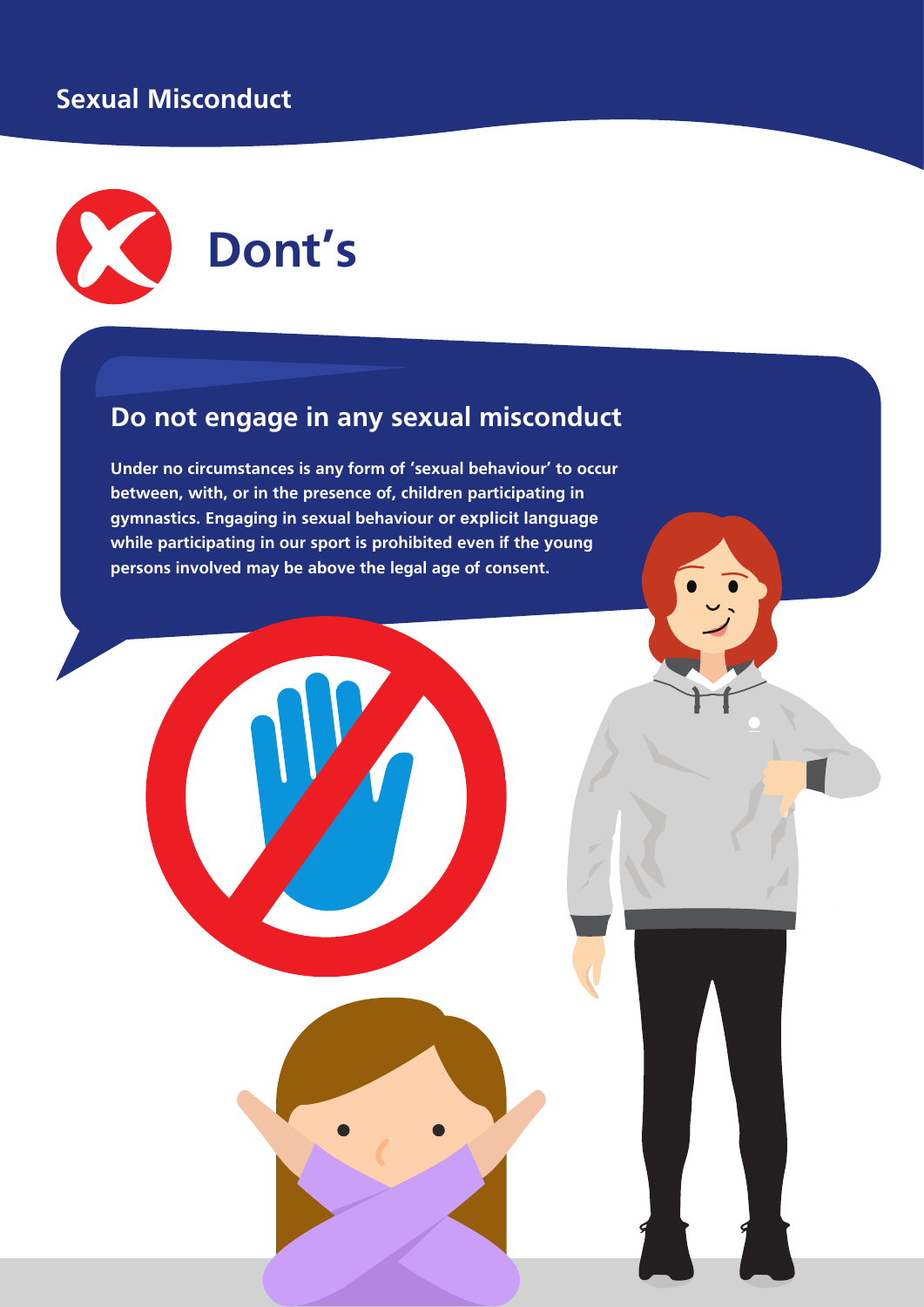## Sexual Misconduct

# Dont's

### Do not engage in any sexual misconduct

**Under no circumstances is any form of 'sexual behaviour' to occur between, with, or in the presence of, children participating in gymnastics. Engaging in sexual behaviour or explicit language while participating in our sport is prohibited even if the young persons involved may be above the legal age of consent.**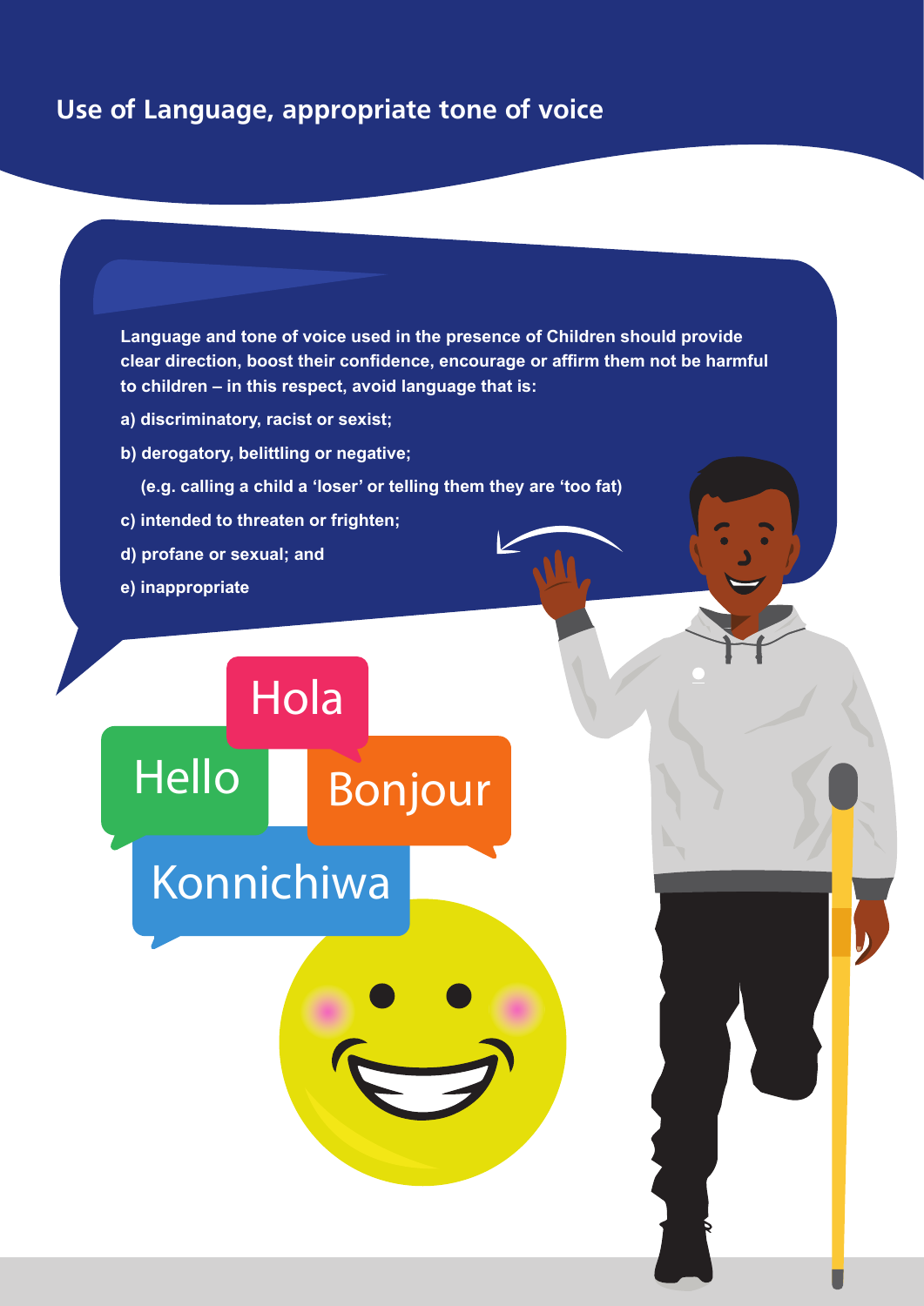## Use of Language, appropriate tone of voice

**Language and tone of voice used in the presence of Children should provide clear direction, boost their confidence, encourage or affirm them not be harmful to children – in this respect, avoid language that is:**

**a) discriminatory, racist or sexist;**

**b) derogatory, belittling or negative;**

**(e.g. calling a child a 'loser' or telling them they are 'too fat)**

**c) intended to threaten or frighten;**

**d) profane or sexual; and**

**e) inappropriate**

Hola

Hello

Bonjour

Konnichiwa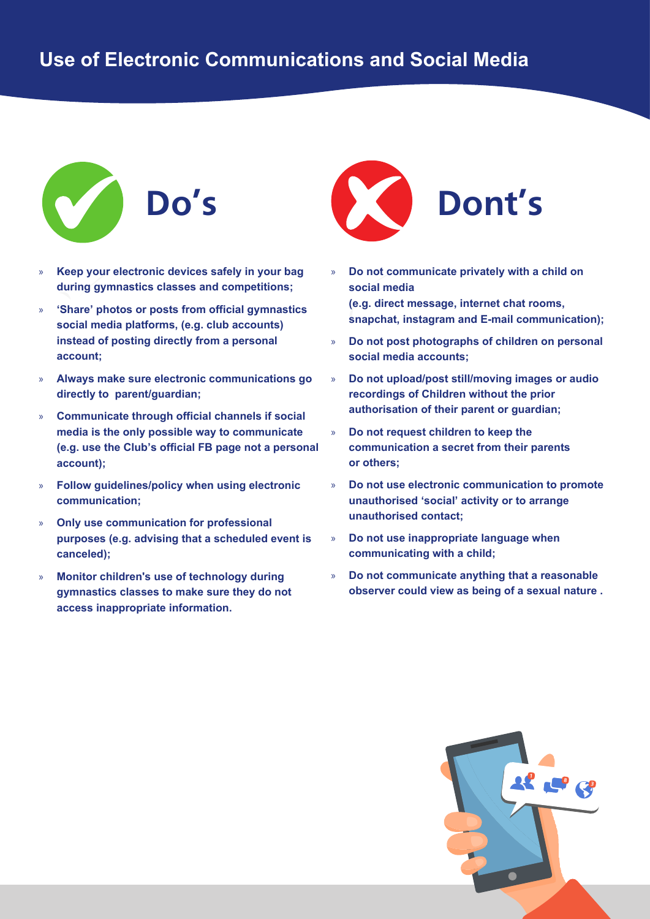## Use of Electronic Communications and Social Media

### Do's

- **Keep your electronic devices safely in your bag during gymnastics classes and competitions;**
- **'Share' photos or posts from official gymnastics social media platforms, (e.g. club accounts) instead of posting directly from a personal account;**
- **Always make sure electronic communications go directly to parent/guardian;**
- **Communicate through official channels if social media is the only possible way to communicate (e.g. use the Club's official FB page not a personal account);**
- **Follow guidelines/policy when using electronic communication;**
- **Only use communication for professional purposes (e.g. advising that a scheduled event is canceled);**
- **Monitor children's use of technology during gymnastics classes to make sure they do not access inappropriate information.**

### Dont's

- **Do not communicate privately with a child on social media (e.g. direct message, internet chat rooms, snapchat, instagram and E-mail communication);**
- **Do not post photographs of children on personal social media accounts;**
- **Do not upload/post still/moving images or audio recordings of Children without the prior authorisation of their parent or guardian;**
- **Do not request children to keep the communication a secret from their parents or others;**
- **Do not use electronic communication to promote unauthorised 'social' activity or to arrange unauthorised contact;**
- **Do not use inappropriate language when communicating with a child;**
- **Do not communicate anything that a reasonable observer could view as being of a sexual nature .**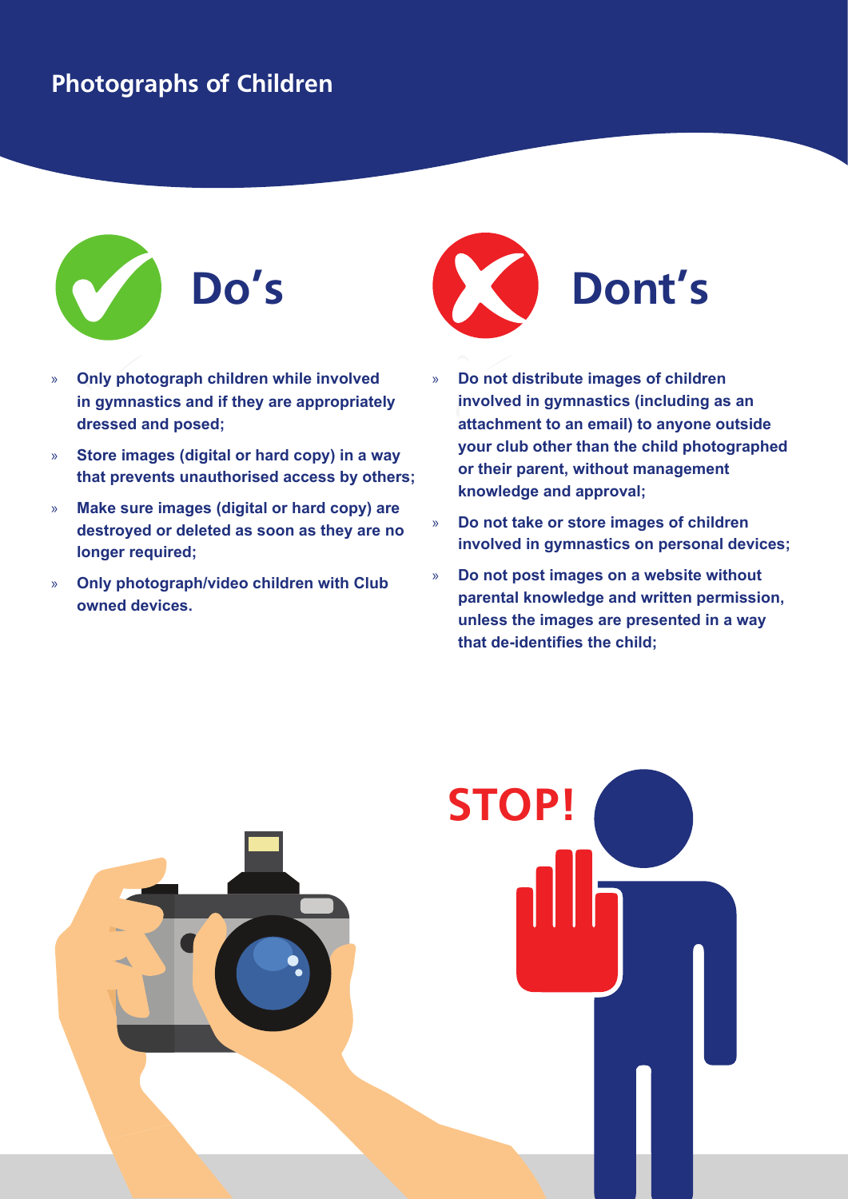# Photographs of Children

## Do's

- Only photograph children while involved in gymnastics and if they are appropriately dressed and posed;
- Store images (digital or hard copy) in a way that prevents unauthorised access by others;
- Make sure images (digital or hard copy) are destroyed or deleted as soon as they are no longer required;
- Only photograph/video children with Club owned devices.

## Dont's

- Do not distribute images of children involved in gymnastics (including as an attachment to an email) to anyone outside your club other than the child photographed or their parent, without management knowledge and approval;
- Do not take or store images of children involved in gymnastics on personal devices;
- Do not post images on a website without parental knowledge and written permission, unless the images are presented in a way that de-identifies the child;

STOP!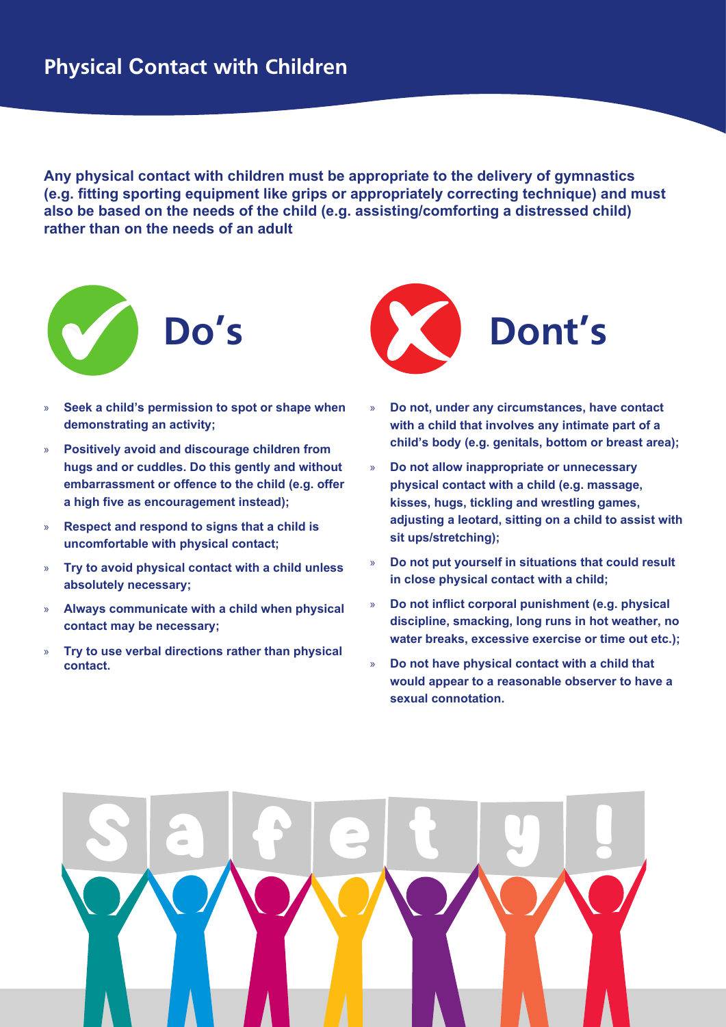# Physical Contact with Children

**Any physical contact with children must be appropriate to the delivery of gymnastics (e.g. fitting sporting equipment like grips or appropriately correcting technique) and must also be based on the needs of the child (e.g. assisting/comforting a distressed child) rather than on the needs of an adult**

## Do's

- **Seek a child's permission to spot or shape when demonstrating an activity;**
- **Positively avoid and discourage children from hugs and or cuddles. Do this gently and without embarrassment or offence to the child (e.g. offer a high five as encouragement instead);**
- **Respect and respond to signs that a child is uncomfortable with physical contact;**
- **Try to avoid physical contact with a child unless absolutely necessary;**
- **Always communicate with a child when physical contact may be necessary;**
- **Try to use verbal directions rather than physical contact.**

## Dont's

- **Do not, under any circumstances, have contact with a child that involves any intimate part of a child's body (e.g. genitals, bottom or breast area);**
- **Do not allow inappropriate or unnecessary physical contact with a child (e.g. massage, kisses, hugs, tickling and wrestling games, adjusting a leotard, sitting on a child to assist with sit ups/stretching);**
- **Do not put yourself in situations that could result in close physical contact with a child;**
- **Do not inflict corporal punishment (e.g. physical discipline, smacking, long runs in hot weather, no water breaks, excessive exercise or time out etc.);**
- **Do not have physical contact with a child that would appear to a reasonable observer to have a sexual connotation.**

Safety!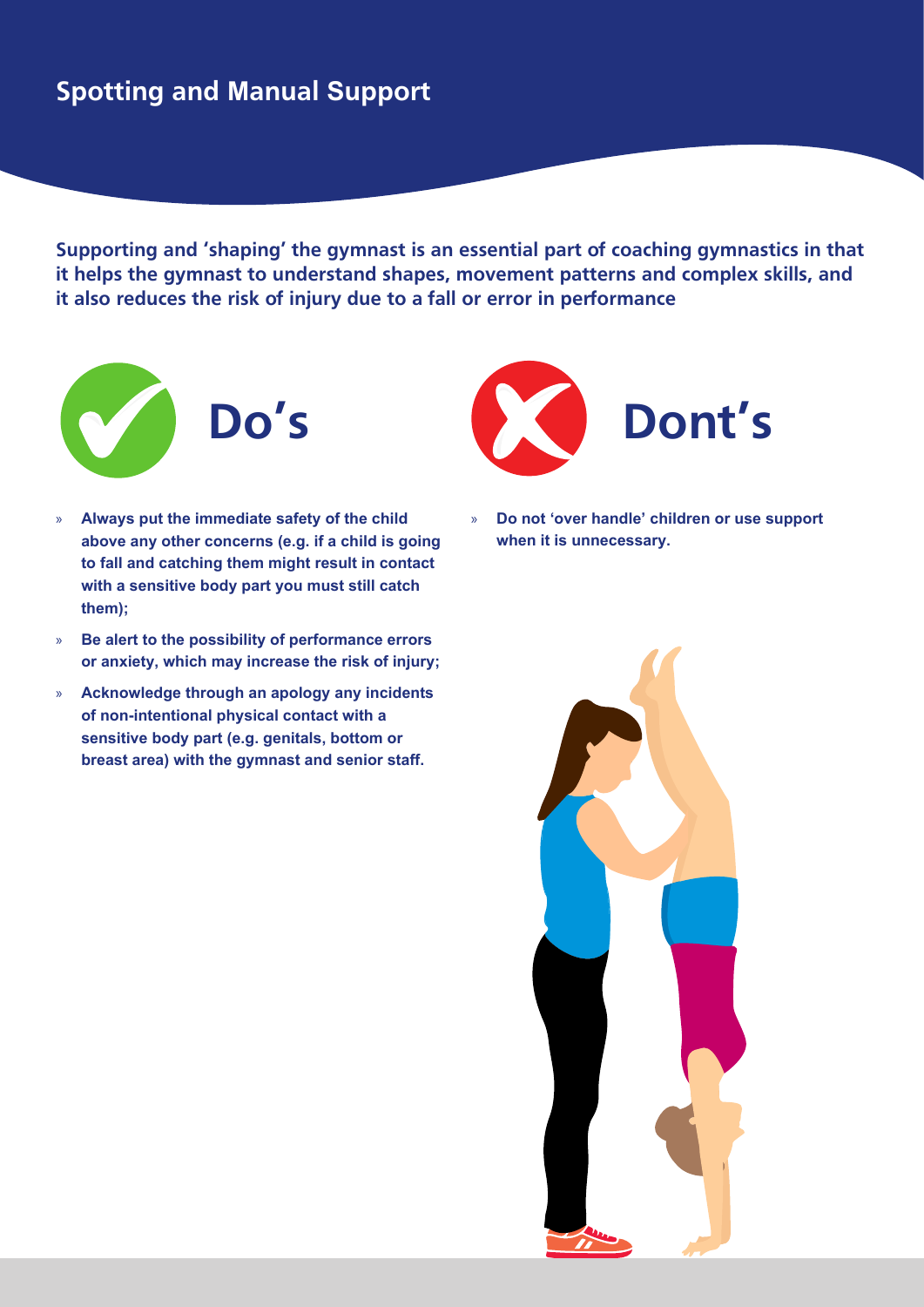## Spotting and Manual Support

**Supporting and 'shaping' the gymnast is an essential part of coaching gymnastics in that it helps the gymnast to understand shapes, movement patterns and complex skills, and it also reduces the risk of injury due to a fall or error in performance**

### Do's

- **Always put the immediate safety of the child above any other concerns (e.g. if a child is going to fall and catching them might result in contact with a sensitive body part you must still catch them);**
- **Be alert to the possibility of performance errors or anxiety, which may increase the risk of injury;**
- **Acknowledge through an apology any incidents of non-intentional physical contact with a sensitive body part (e.g. genitals, bottom or breast area) with the gymnast and senior staff.**

### Dont's

- **Do not 'over handle' children or use support when it is unnecessary.**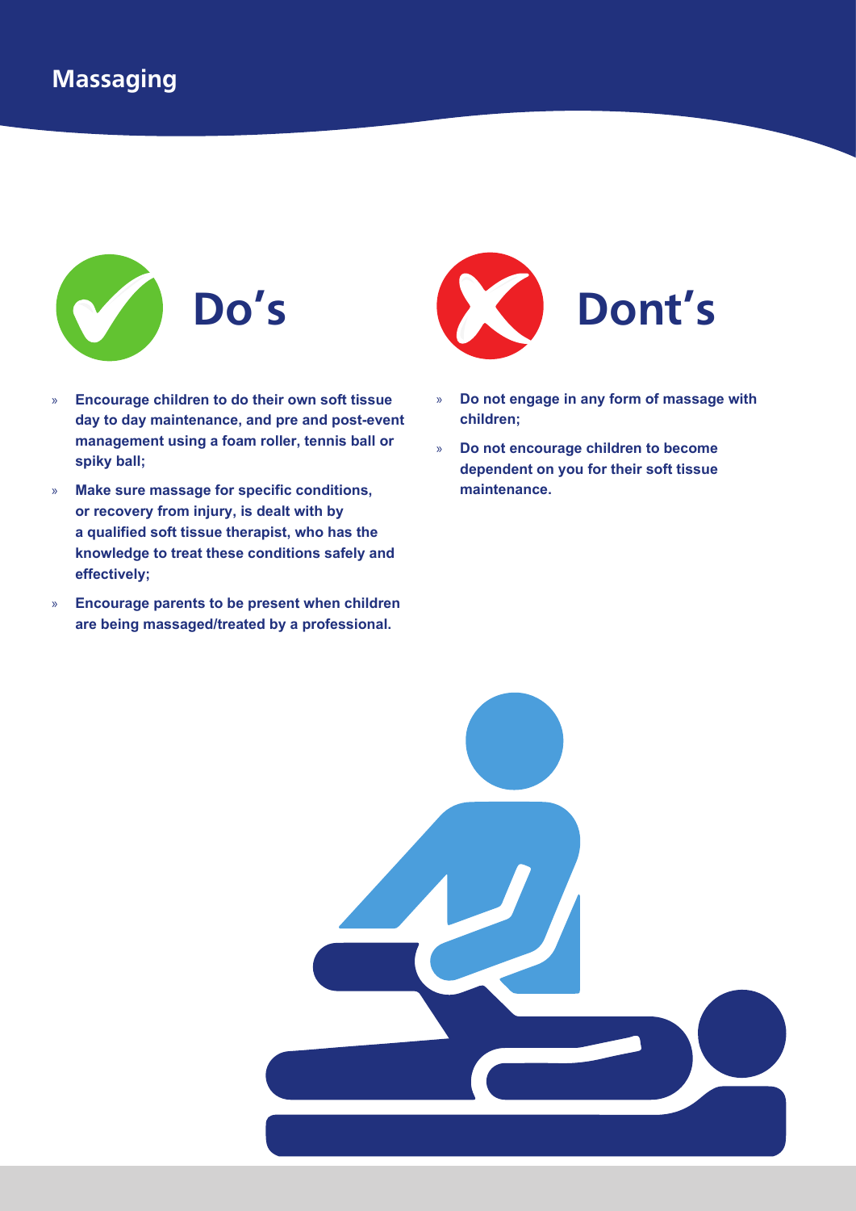# Massaging

## Do's

- Encourage children to do their own soft tissue day to day maintenance, and pre and post-event management using a foam roller, tennis ball or spiky ball;
- Make sure massage for specific conditions, or recovery from injury, is dealt with by a qualified soft tissue therapist, who has the knowledge to treat these conditions safely and effectively;
- Encourage parents to be present when children are being massaged/treated by a professional.

## Dont's

- Do not engage in any form of massage with children;
- Do not encourage children to become dependent on you for their soft tissue maintenance.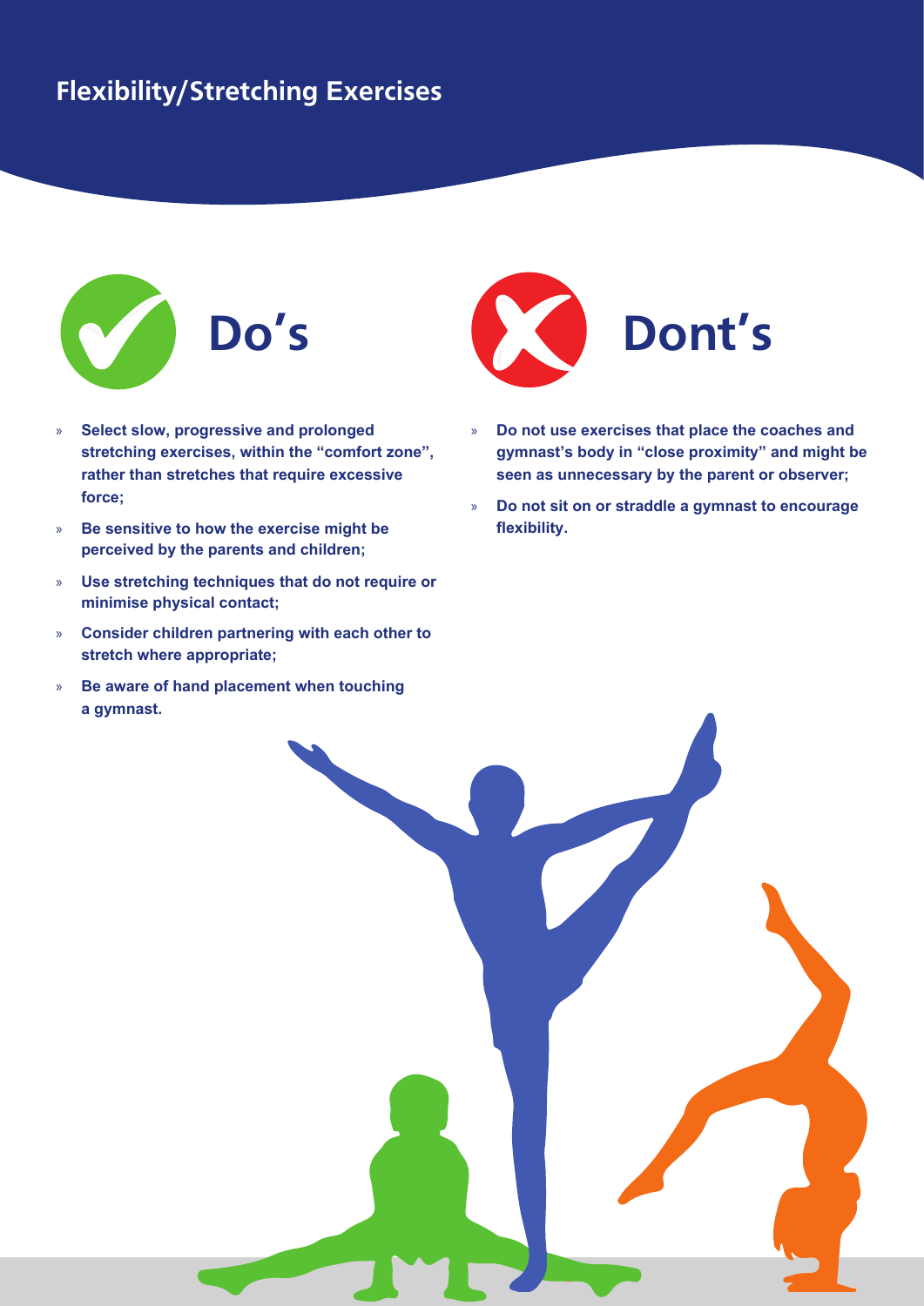# Flexibility/Stretching Exercises

## Do's

- **Select slow, progressive and prolonged stretching exercises, within the "comfort zone", rather than stretches that require excessive force;**
- **Be sensitive to how the exercise might be perceived by the parents and children;**
- **Use stretching techniques that do not require or minimise physical contact;**
- **Consider children partnering with each other to stretch where appropriate;**
- **Be aware of hand placement when touching a gymnast.**

## Dont's

- **Do not use exercises that place the coaches and gymnast's body in "close proximity" and might be seen as unnecessary by the parent or observer;**
- **Do not sit on or straddle a gymnast to encourage flexibility.**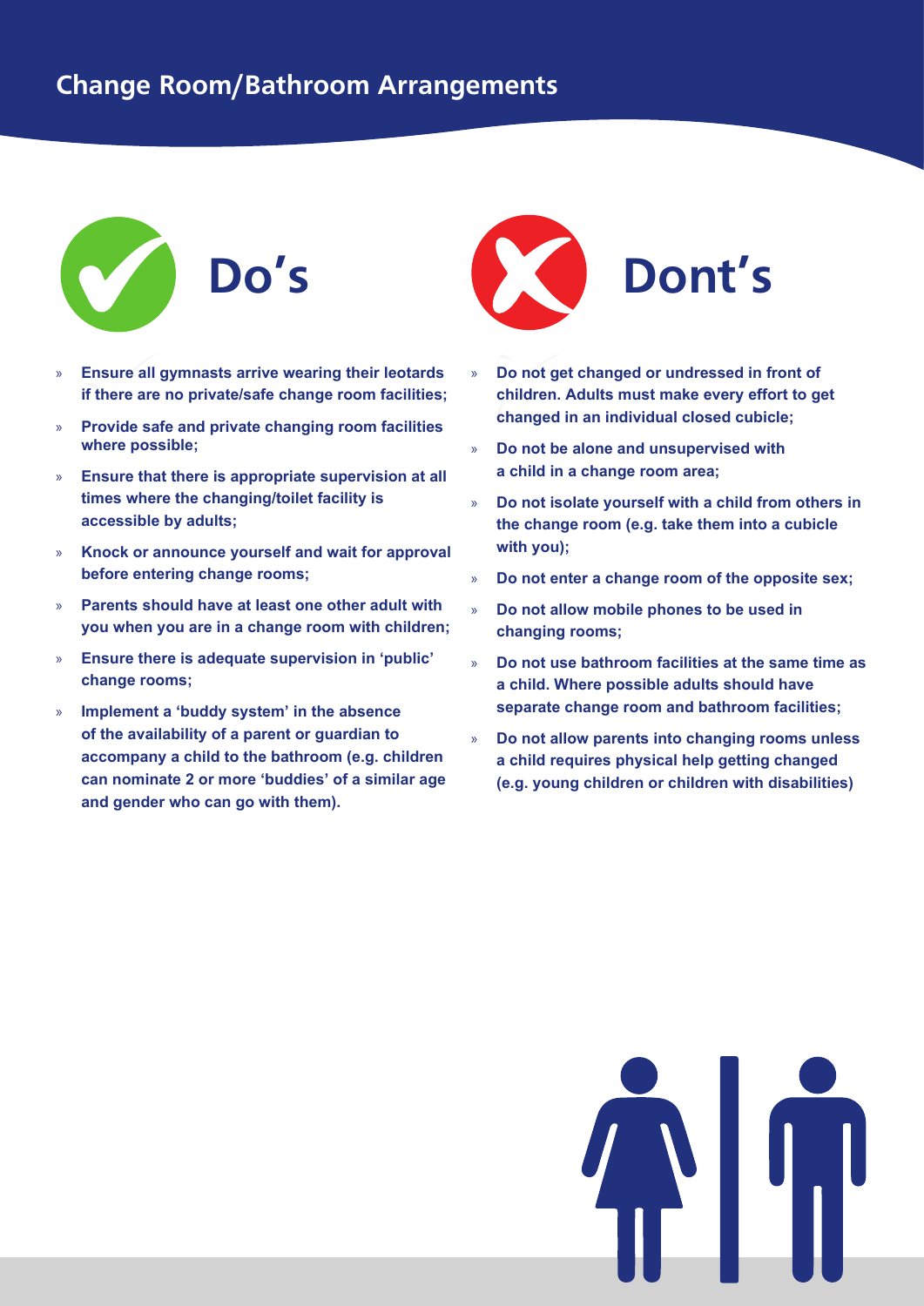## Change Room/Bathroom Arrangements

### Do's

- **Ensure all gymnasts arrive wearing their leotards if there are no private/safe change room facilities;**
- **Provide safe and private changing room facilities where possible;**
- **Ensure that there is appropriate supervision at all times where the changing/toilet facility is accessible by adults;**
- **Knock or announce yourself and wait for approval before entering change rooms;**
- **Parents should have at least one other adult with you when you are in a change room with children;**
- **Ensure there is adequate supervision in 'public' change rooms;**
- **Implement a 'buddy system' in the absence of the availability of a parent or guardian to accompany a child to the bathroom (e.g. children can nominate 2 or more 'buddies' of a similar age and gender who can go with them).**

### Dont's

- **Do not get changed or undressed in front of children. Adults must make every effort to get changed in an individual closed cubicle;**
- **Do not be alone and unsupervised with a child in a change room area;**
- **Do not isolate yourself with a child from others in the change room (e.g. take them into a cubicle with you);**
- **Do not enter a change room of the opposite sex;**
- **Do not allow mobile phones to be used in changing rooms;**
- **Do not use bathroom facilities at the same time as a child. Where possible adults should have separate change room and bathroom facilities;**
- **Do not allow parents into changing rooms unless a child requires physical help getting changed (e.g. young children or children with disabilities)**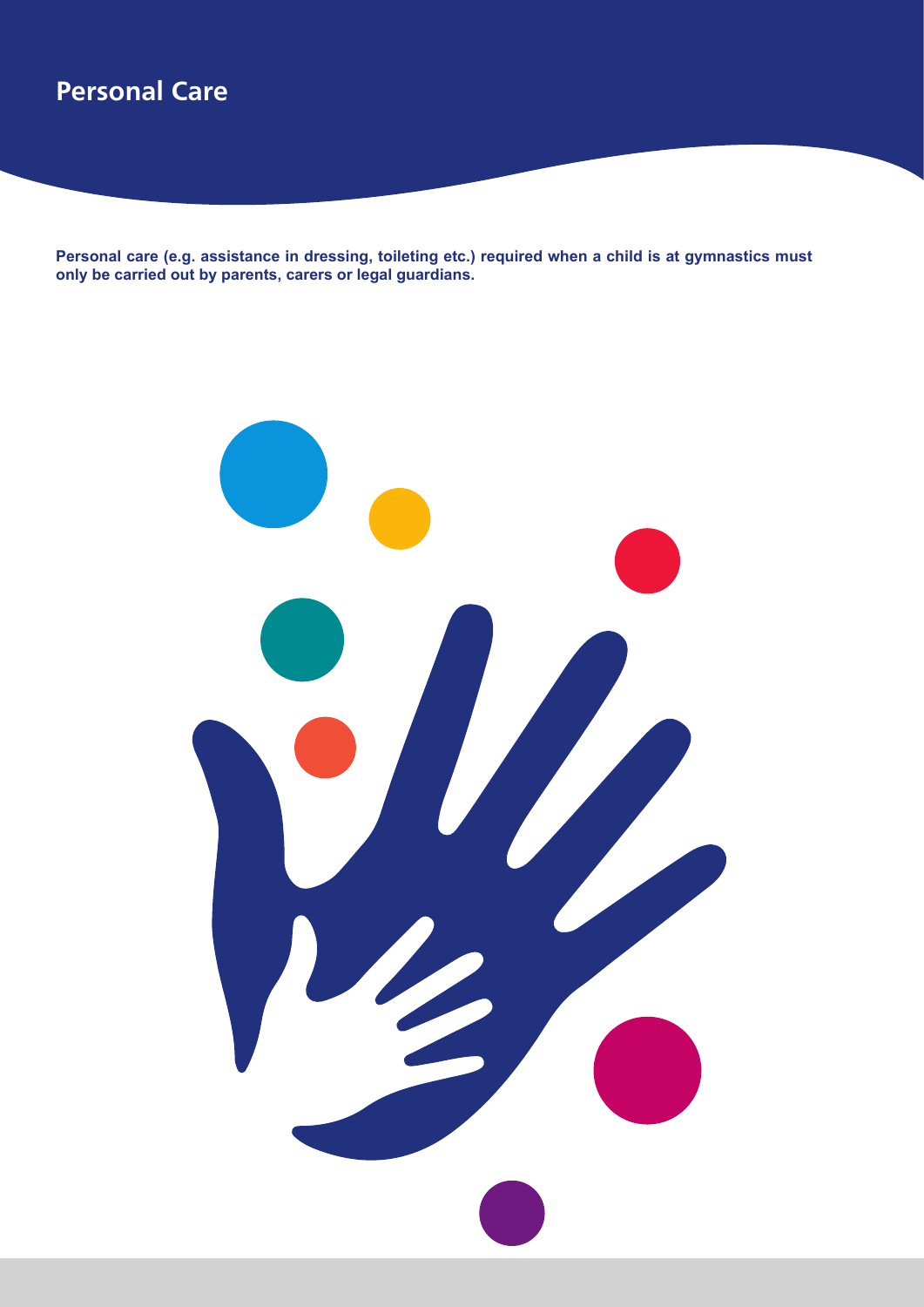# Personal Care

**Personal care (e.g. assistance in dressing, toileting etc.) required when a child is at gymnastics must only be carried out by parents, carers or legal guardians.**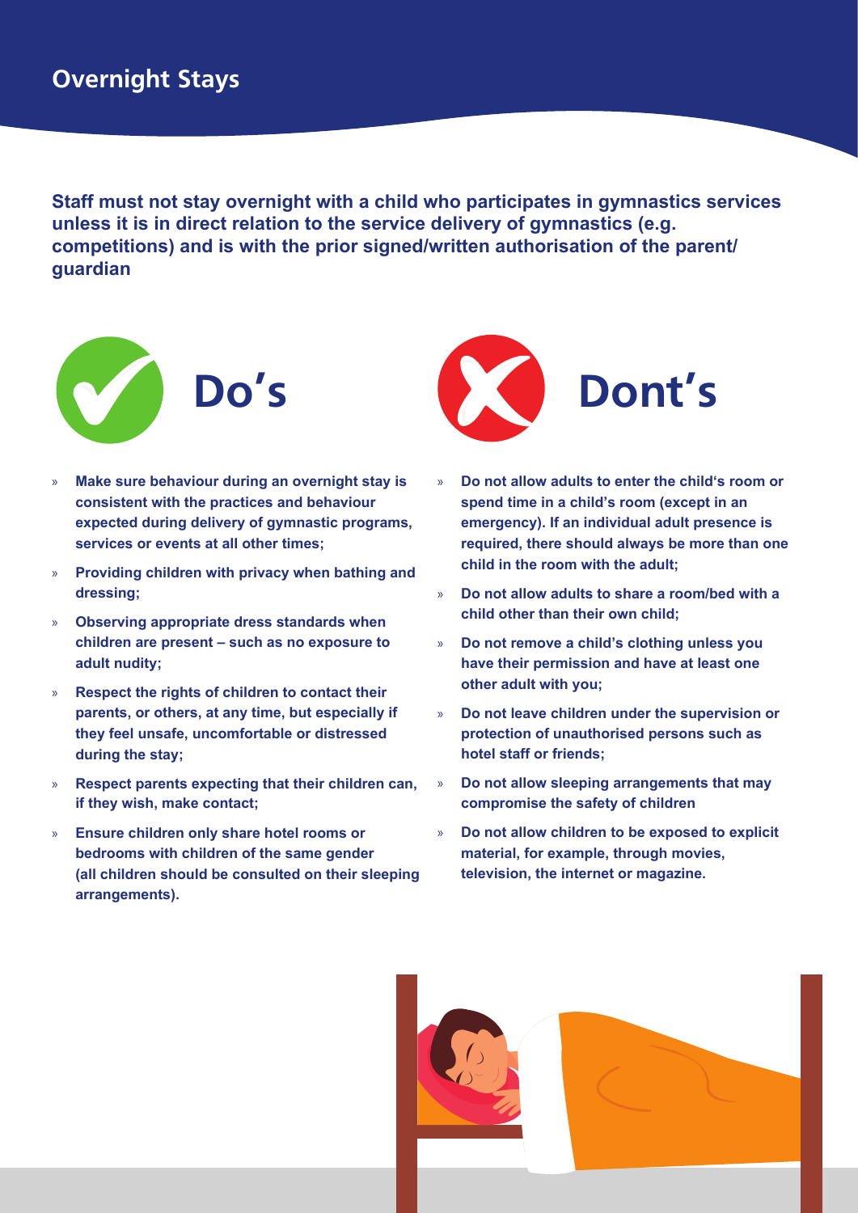## Overnight Stays

**Staff must not stay overnight with a child who participates in gymnastics services unless it is in direct relation to the service delivery of gymnastics (e.g. competitions) and is with the prior signed/written authorisation of the parent/ guardian**

### Do's

- **Make sure behaviour during an overnight stay is consistent with the practices and behaviour expected during delivery of gymnastic programs, services or events at all other times;**
- **Providing children with privacy when bathing and dressing;**
- **Observing appropriate dress standards when children are present – such as no exposure to adult nudity;**
- **Respect the rights of children to contact their parents, or others, at any time, but especially if they feel unsafe, uncomfortable or distressed during the stay;**
- **Respect parents expecting that their children can, if they wish, make contact;**
- **Ensure children only share hotel rooms or bedrooms with children of the same gender (all children should be consulted on their sleeping arrangements).**

### Dont's

- **Do not allow adults to enter the child's room or spend time in a child's room (except in an emergency). If an individual adult presence is required, there should always be more than one child in the room with the adult;**
- **Do not allow adults to share a room/bed with a child other than their own child;**
- **Do not remove a child's clothing unless you have their permission and have at least one other adult with you;**
- **Do not leave children under the supervision or protection of unauthorised persons such as hotel staff or friends;**
- **Do not allow sleeping arrangements that may compromise the safety of children**
- **Do not allow children to be exposed to explicit material, for example, through movies, television, the internet or magazine.**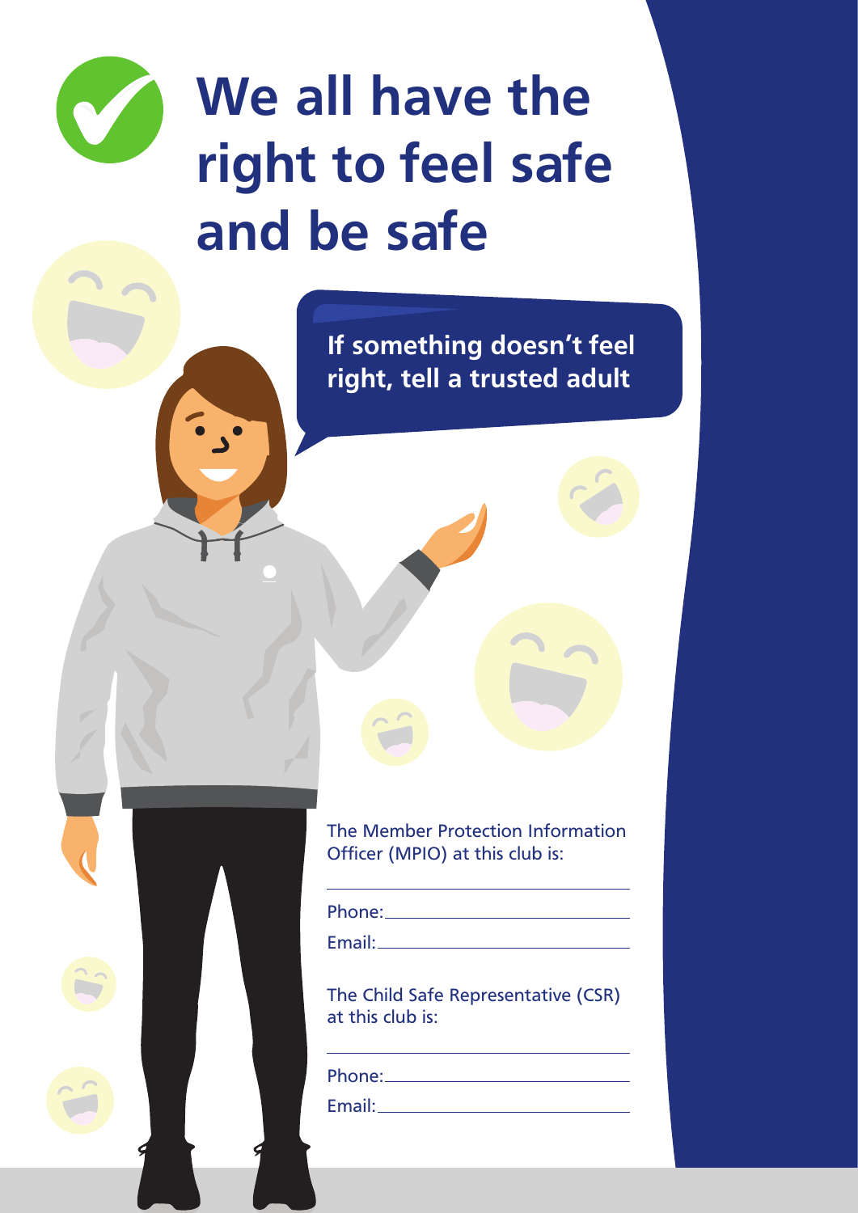# We all have the right to feel safe and be safe

**If something doesn't feel right, tell a trusted adult**

The Member Protection Information Officer (MPIO) at this club is:

______________________________

Phone: ______________________________

Email: ______________________________

The Child Safe Representative (CSR) at this club is:

______________________________

Phone: ______________________________

Email: ______________________________